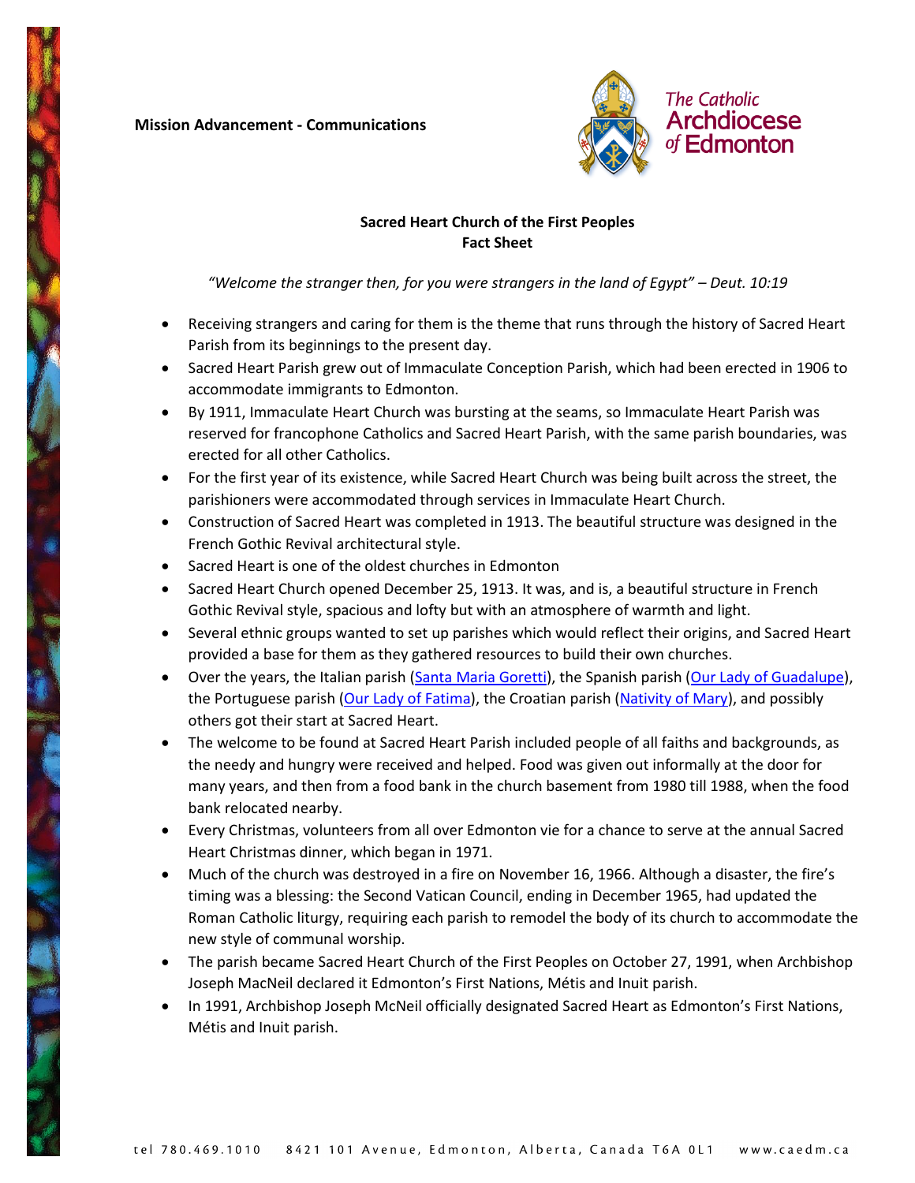**Mission Advancement - Communications**

The Catholic Archdiocese of Edmonton

**Sacred Heart Church of the First Peoples**
**Fact Sheet**

*"Welcome the stranger then, for you were strangers in the land of Egypt" – Deut. 10:19*

- Receiving strangers and caring for them is the theme that runs through the history of Sacred Heart Parish from its beginnings to the present day.
- Sacred Heart Parish grew out of Immaculate Conception Parish, which had been erected in 1906 to accommodate immigrants to Edmonton.
- By 1911, Immaculate Heart Church was bursting at the seams, so Immaculate Heart Parish was reserved for francophone Catholics and Sacred Heart Parish, with the same parish boundaries, was erected for all other Catholics.
- For the first year of its existence, while Sacred Heart Church was being built across the street, the parishioners were accommodated through services in Immaculate Heart Church.
- Construction of Sacred Heart was completed in 1913. The beautiful structure was designed in the French Gothic Revival architectural style.
- Sacred Heart is one of the oldest churches in Edmonton
- Sacred Heart Church opened December 25, 1913. It was, and is, a beautiful structure in French Gothic Revival style, spacious and lofty but with an atmosphere of warmth and light.
- Several ethnic groups wanted to set up parishes which would reflect their origins, and Sacred Heart provided a base for them as they gathered resources to build their own churches.
- Over the years, the Italian parish (Santa Maria Goretti), the Spanish parish (Our Lady of Guadalupe), the Portuguese parish (Our Lady of Fatima), the Croatian parish (Nativity of Mary), and possibly others got their start at Sacred Heart.
- The welcome to be found at Sacred Heart Parish included people of all faiths and backgrounds, as the needy and hungry were received and helped. Food was given out informally at the door for many years, and then from a food bank in the church basement from 1980 till 1988, when the food bank relocated nearby.
- Every Christmas, volunteers from all over Edmonton vie for a chance to serve at the annual Sacred Heart Christmas dinner, which began in 1971.
- Much of the church was destroyed in a fire on November 16, 1966. Although a disaster, the fire's timing was a blessing: the Second Vatican Council, ending in December 1965, had updated the Roman Catholic liturgy, requiring each parish to remodel the body of its church to accommodate the new style of communal worship.
- The parish became Sacred Heart Church of the First Peoples on October 27, 1991, when Archbishop Joseph MacNeil declared it Edmonton's First Nations, Métis and Inuit parish.
- In 1991, Archbishop Joseph McNeil officially designated Sacred Heart as Edmonton's First Nations, Métis and Inuit parish.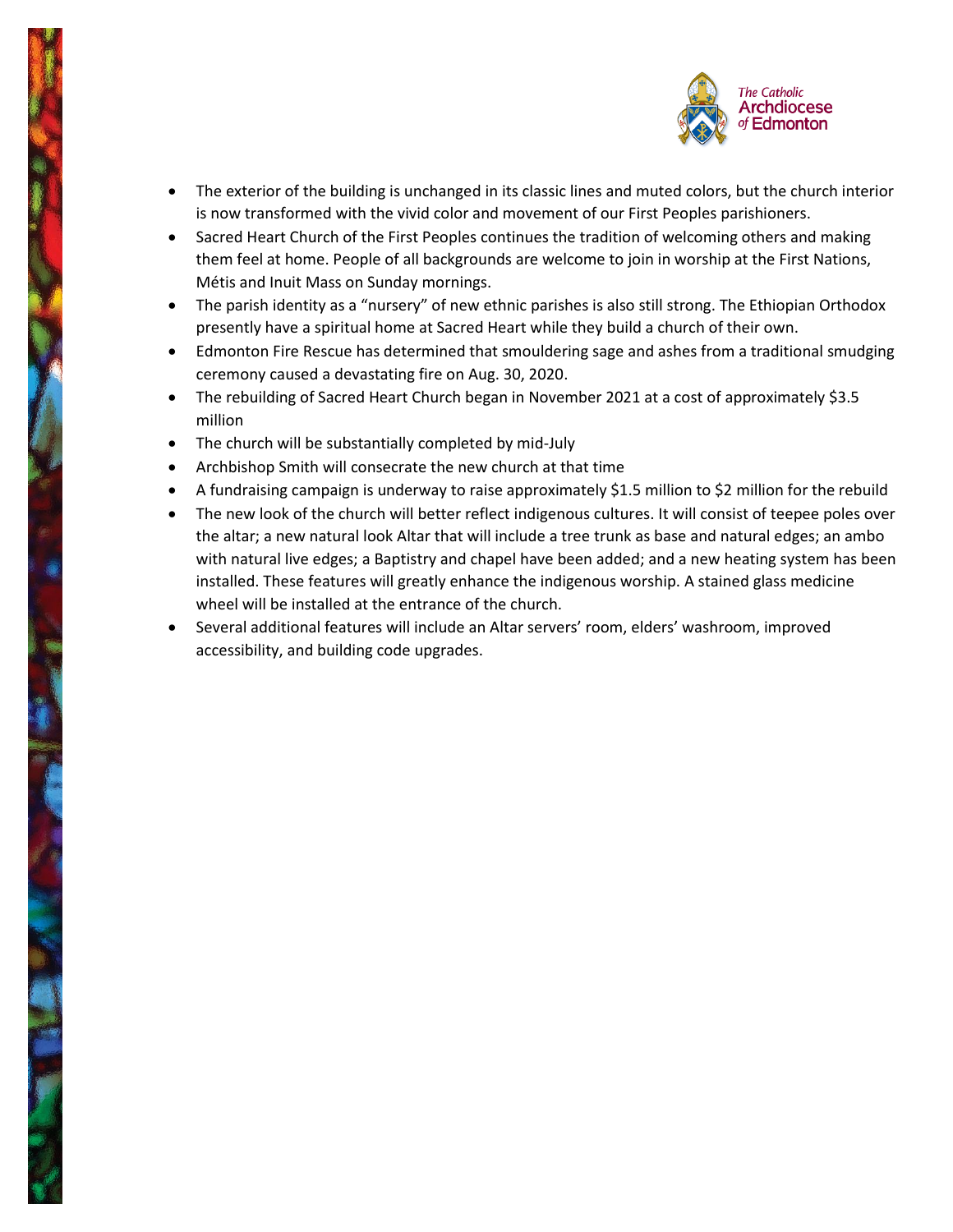- The exterior of the building is unchanged in its classic lines and muted colors, but the church interior is now transformed with the vivid color and movement of our First Peoples parishioners.
- Sacred Heart Church of the First Peoples continues the tradition of welcoming others and making them feel at home. People of all backgrounds are welcome to join in worship at the First Nations, Métis and Inuit Mass on Sunday mornings.
- The parish identity as a "nursery" of new ethnic parishes is also still strong. The Ethiopian Orthodox presently have a spiritual home at Sacred Heart while they build a church of their own.
- Edmonton Fire Rescue has determined that smouldering sage and ashes from a traditional smudging ceremony caused a devastating fire on Aug. 30, 2020.
- The rebuilding of Sacred Heart Church began in November 2021 at a cost of approximately $3.5 million
- The church will be substantially completed by mid-July
- Archbishop Smith will consecrate the new church at that time
- A fundraising campaign is underway to raise approximately $1.5 million to $2 million for the rebuild
- The new look of the church will better reflect indigenous cultures. It will consist of teepee poles over the altar; a new natural look Altar that will include a tree trunk as base and natural edges; an ambo with natural live edges; a Baptistry and chapel have been added; and a new heating system has been installed. These features will greatly enhance the indigenous worship. A stained glass medicine wheel will be installed at the entrance of the church.
- Several additional features will include an Altar servers' room, elders' washroom, improved accessibility, and building code upgrades.